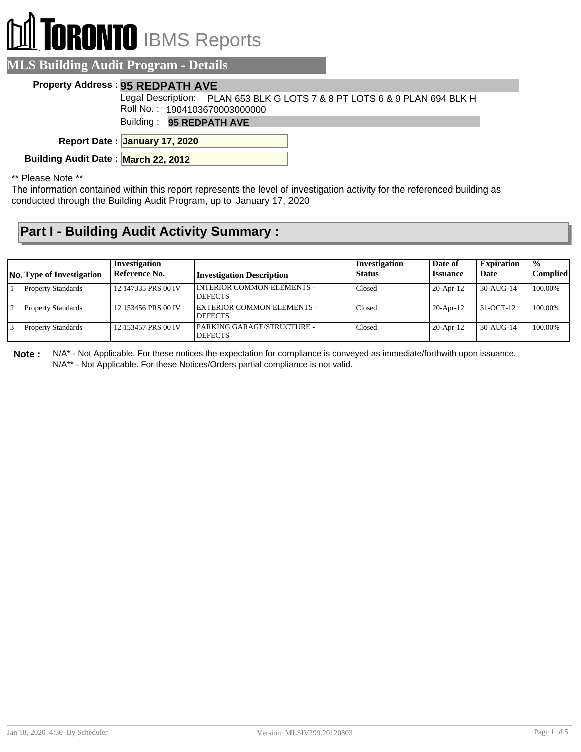# TORONTO IBMS Reports

## MLS Building Audit Program - Details

**Property Address :** **95 REDPATH AVE**

Legal Description: PLAN 653 BLK G LOTS 7 & 8 PT LOTS 6 & 9 PLAN 694 BLK H I

Roll No. : 1904103670003000000

Building : **95 REDPATH AVE**

**Report Date :** **January 17, 2020**

**Building Audit Date :** **March 22, 2012**

** Please Note **

The information contained within this report represents the level of investigation activity for the referenced building as conducted through the Building Audit Program, up to January 17, 2020

## Part I - Building Audit Activity Summary :

| No. | Type of Investigation | Investigation Reference No. | Investigation Description | Investigation Status | Date of Issuance | Expiration Date | % Complied |
|---|---|---|---|---|---|---|---|
| 1 | Property Standards | 12 147335 PRS 00 IV | INTERIOR COMMON ELEMENTS - DEFECTS | Closed | 20-Apr-12 | 30-AUG-14 | 100.00% |
| 2 | Property Standards | 12 153456 PRS 00 IV | EXTERIOR COMMON ELEMENTS - DEFECTS | Closed | 20-Apr-12 | 31-OCT-12 | 100.00% |
| 3 | Property Standards | 12 153457 PRS 00 IV | PARKING GARAGE/STRUCTURE - DEFECTS | Closed | 20-Apr-12 | 30-AUG-14 | 100.00% |

**Note :** N/A* - Not Applicable. For these notices the expectation for compliance is conveyed as immediate/forthwith upon issuance.
N/A** - Not Applicable. For these Notices/Orders partial compliance is not valid.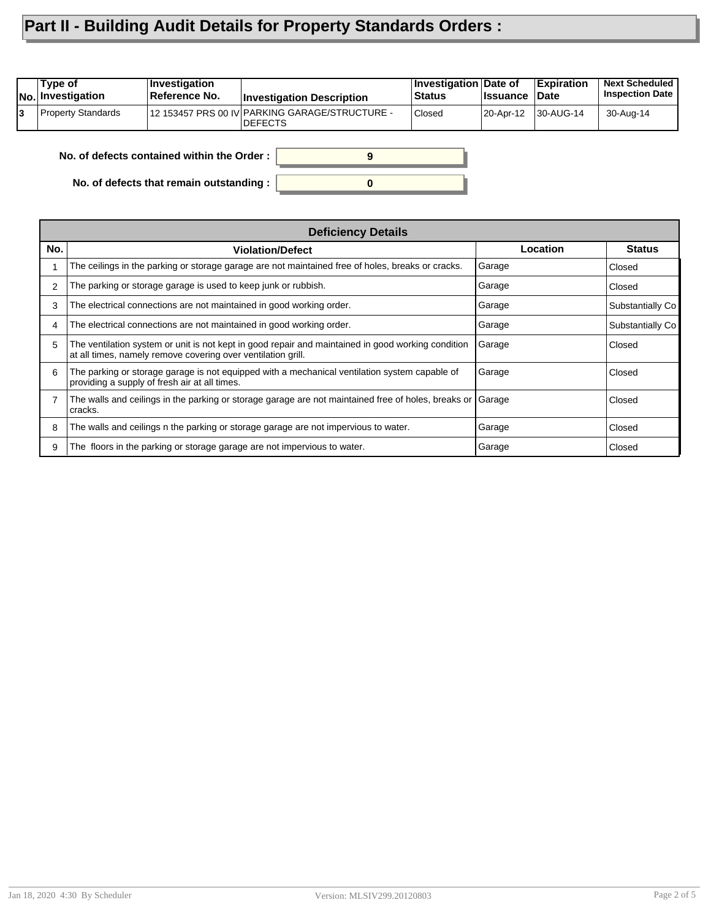# Part II - Building Audit Details for Property Standards Orders :

| No. | Type of Investigation | Investigation Reference No. | Investigation Description | Investigation Status | Date of Issuance | Expiration Date | Next Scheduled Inspection Date |
|---|---|---|---|---|---|---|---|
| 3 | Property Standards | 12 153457 PRS 00 IV | PARKING GARAGE/STRUCTURE - DEFECTS | Closed | 20-Apr-12 | 30-AUG-14 | 30-Aug-14 |

**No. of defects contained within the Order :** 9

**No. of defects that remain outstanding :** 0

| Deficiency Details | | | |
|---|---|---|---|
| **No.** | **Violation/Defect** | **Location** | **Status** |
| 1 | The ceilings in the parking or storage garage are not maintained free of holes, breaks or cracks. | Garage | Closed |
| 2 | The parking or storage garage is used to keep junk or rubbish. | Garage | Closed |
| 3 | The electrical connections are not maintained in good working order. | Garage | Substantially Co |
| 4 | The electrical connections are not maintained in good working order. | Garage | Substantially Co |
| 5 | The ventilation system or unit is not kept in good repair and maintained in good working condition at all times, namely remove covering over ventilation grill. | Garage | Closed |
| 6 | The parking or storage garage is not equipped with a mechanical ventilation system capable of providing a supply of fresh air at all times. | Garage | Closed |
| 7 | The walls and ceilings in the parking or storage garage are not maintained free of holes, breaks or cracks. | Garage | Closed |
| 8 | The walls and ceilings n the parking or storage garage are not impervious to water. | Garage | Closed |
| 9 | The floors in the parking or storage garage are not impervious to water. | Garage | Closed |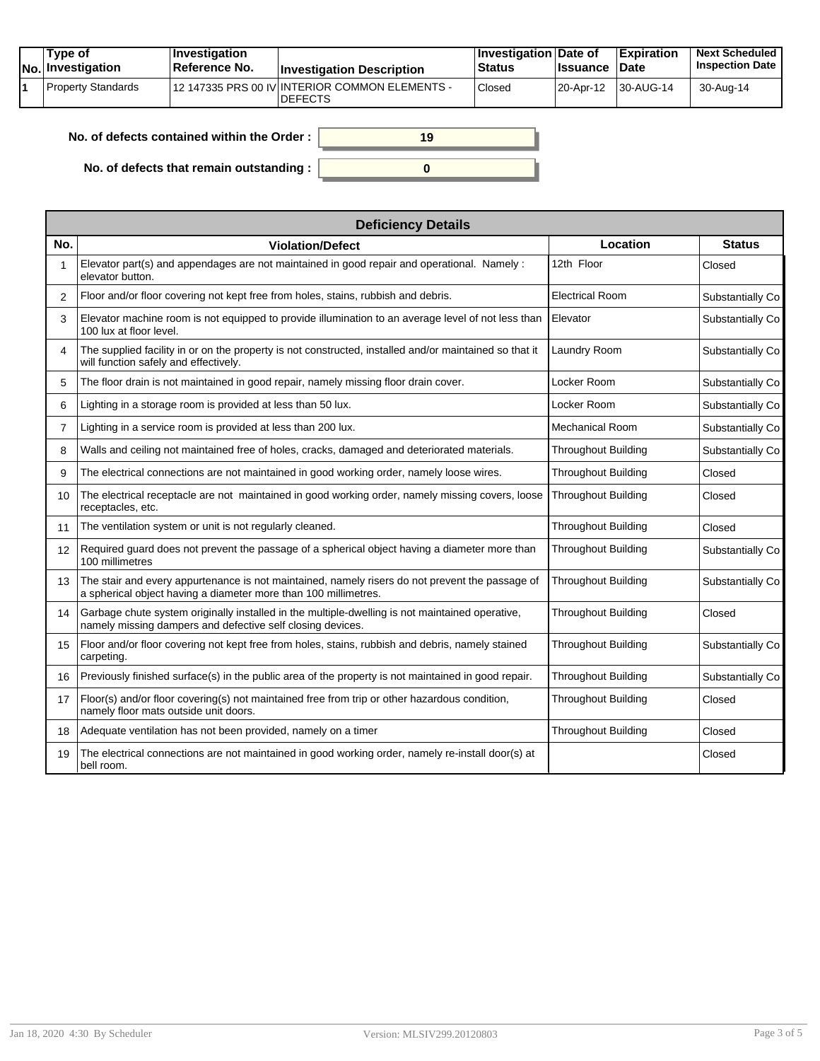| No. | Type of Investigation | Investigation Reference No. | Investigation Description | Investigation Status | Date of Issuance | Expiration Date | Next Scheduled Inspection Date |
|---|---|---|---|---|---|---|---|
| 1 | Property Standards | 12 147335 PRS 00 IV | INTERIOR COMMON ELEMENTS - DEFECTS | Closed | 20-Apr-12 | 30-AUG-14 | 30-Aug-14 |

**No. of defects contained within the Order :** 19

**No. of defects that remain outstanding :** 0

| Deficiency Details | | | |
|---|---|---|---|
| **No.** | **Violation/Defect** | **Location** | **Status** |
| 1 | Elevator part(s) and appendages are not maintained in good repair and operational. Namely : elevator button. | 12th Floor | Closed |
| 2 | Floor and/or floor covering not kept free from holes, stains, rubbish and debris. | Electrical Room | Substantially Co |
| 3 | Elevator machine room is not equipped to provide illumination to an average level of not less than 100 lux at floor level. | Elevator | Substantially Co |
| 4 | The supplied facility in or on the property is not constructed, installed and/or maintained so that it will function safely and effectively. | Laundry Room | Substantially Co |
| 5 | The floor drain is not maintained in good repair, namely missing floor drain cover. | Locker Room | Substantially Co |
| 6 | Lighting in a storage room is provided at less than 50 lux. | Locker Room | Substantially Co |
| 7 | Lighting in a service room is provided at less than 200 lux. | Mechanical Room | Substantially Co |
| 8 | Walls and ceiling not maintained free of holes, cracks, damaged and deteriorated materials. | Throughout Building | Substantially Co |
| 9 | The electrical connections are not maintained in good working order, namely loose wires. | Throughout Building | Closed |
| 10 | The electrical receptacle are not maintained in good working order, namely missing covers, loose receptacles, etc. | Throughout Building | Closed |
| 11 | The ventilation system or unit is not regularly cleaned. | Throughout Building | Closed |
| 12 | Required guard does not prevent the passage of a spherical object having a diameter more than 100 millimetres | Throughout Building | Substantially Co |
| 13 | The stair and every appurtenance is not maintained, namely risers do not prevent the passage of a spherical object having a diameter more than 100 millimetres. | Throughout Building | Substantially Co |
| 14 | Garbage chute system originally installed in the multiple-dwelling is not maintained operative, namely missing dampers and defective self closing devices. | Throughout Building | Closed |
| 15 | Floor and/or floor covering not kept free from holes, stains, rubbish and debris, namely stained carpeting. | Throughout Building | Substantially Co |
| 16 | Previously finished surface(s) in the public area of the property is not maintained in good repair. | Throughout Building | Substantially Co |
| 17 | Floor(s) and/or floor covering(s) not maintained free from trip or other hazardous condition, namely floor mats outside unit doors. | Throughout Building | Closed |
| 18 | Adequate ventilation has not been provided, namely on a timer | Throughout Building | Closed |
| 19 | The electrical connections are not maintained in good working order, namely re-install door(s) at bell room. | | Closed |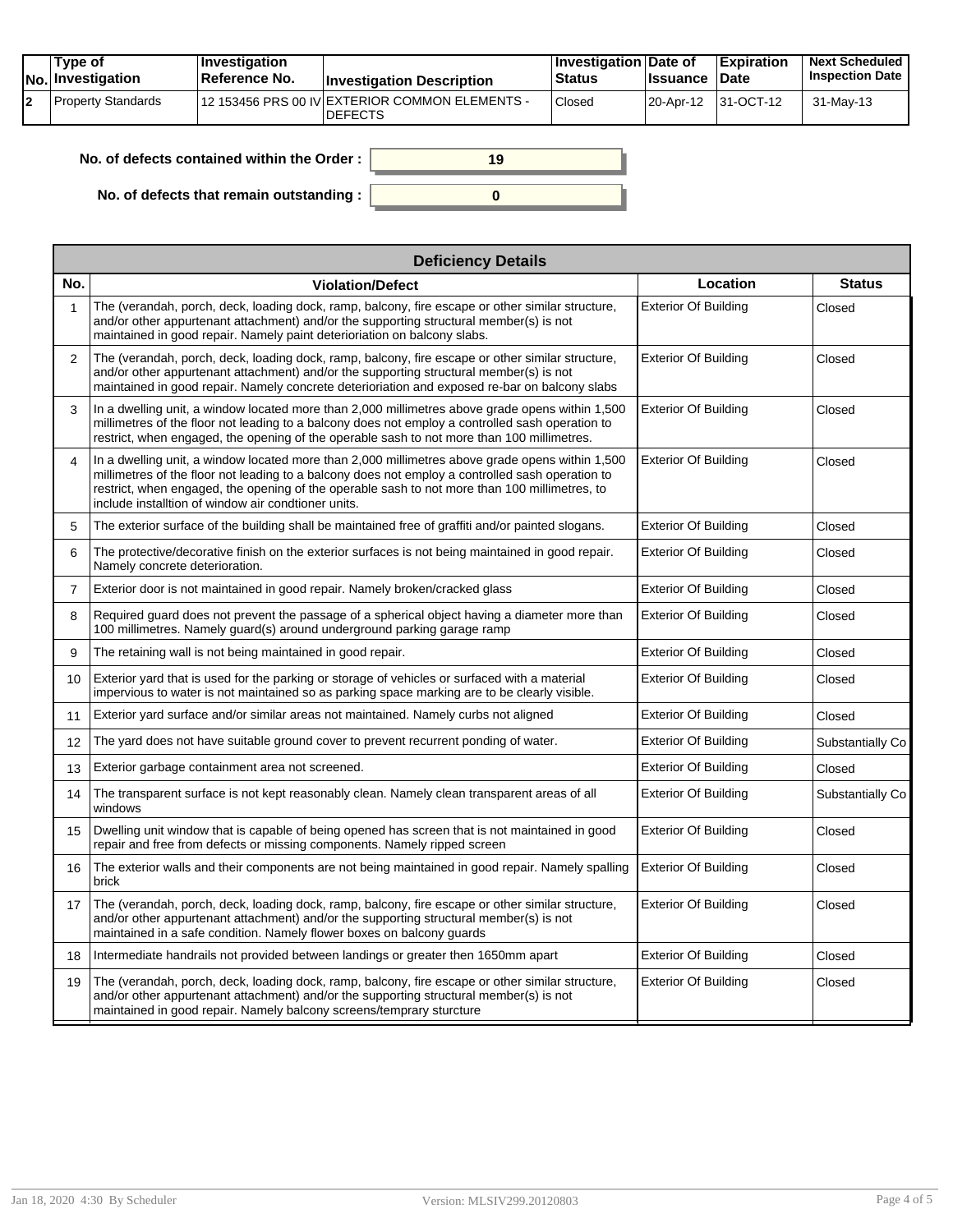| No. | Type of Investigation | Investigation Reference No. | Investigation Description | Investigation Status | Date of Issuance | Expiration Date | Next Scheduled Inspection Date |
|---|---|---|---|---|---|---|---|
| 2 | Property Standards | 12 153456 PRS 00 IV | EXTERIOR COMMON ELEMENTS - DEFECTS | Closed | 20-Apr-12 | 31-OCT-12 | 31-May-13 |

**No. of defects contained within the Order :** 19

**No. of defects that remain outstanding :** 0

| Deficiency Details | | | |
|---|---|---|---|
| **No.** | **Violation/Defect** | **Location** | **Status** |
| 1 | The (verandah, porch, deck, loading dock, ramp, balcony, fire escape or other similar structure, and/or other appurtenant attachment) and/or the supporting structural member(s) is not maintained in good repair. Namely paint deterioriation on balcony slabs. | Exterior Of Building | Closed |
| 2 | The (verandah, porch, deck, loading dock, ramp, balcony, fire escape or other similar structure, and/or other appurtenant attachment) and/or the supporting structural member(s) is not maintained in good repair. Namely concrete deterioriation and exposed re-bar on balcony slabs | Exterior Of Building | Closed |
| 3 | In a dwelling unit, a window located more than 2,000 millimetres above grade opens within 1,500 millimetres of the floor not leading to a balcony does not employ a controlled sash operation to restrict, when engaged, the opening of the operable sash to not more than 100 millimetres. | Exterior Of Building | Closed |
| 4 | In a dwelling unit, a window located more than 2,000 millimetres above grade opens within 1,500 millimetres of the floor not leading to a balcony does not employ a controlled sash operation to restrict, when engaged, the opening of the operable sash to not more than 100 millimetres, to include installtion of window air condtioner units. | Exterior Of Building | Closed |
| 5 | The exterior surface of the building shall be maintained free of graffiti and/or painted slogans. | Exterior Of Building | Closed |
| 6 | The protective/decorative finish on the exterior surfaces is not being maintained in good repair. Namely concrete deterioration. | Exterior Of Building | Closed |
| 7 | Exterior door is not maintained in good repair. Namely broken/cracked glass | Exterior Of Building | Closed |
| 8 | Required guard does not prevent the passage of a spherical object having a diameter more than 100 millimetres. Namely guard(s) around underground parking garage ramp | Exterior Of Building | Closed |
| 9 | The retaining wall is not being maintained in good repair. | Exterior Of Building | Closed |
| 10 | Exterior yard that is used for the parking or storage of vehicles or surfaced with a material impervious to water is not maintained so as parking space marking are to be clearly visible. | Exterior Of Building | Closed |
| 11 | Exterior yard surface and/or similar areas not maintained. Namely curbs not aligned | Exterior Of Building | Closed |
| 12 | The yard does not have suitable ground cover to prevent recurrent ponding of water. | Exterior Of Building | Substantially Co |
| 13 | Exterior garbage containment area not screened. | Exterior Of Building | Closed |
| 14 | The transparent surface is not kept reasonably clean. Namely clean transparent areas of all windows | Exterior Of Building | Substantially Co |
| 15 | Dwelling unit window that is capable of being opened has screen that is not maintained in good repair and free from defects or missing components. Namely ripped screen | Exterior Of Building | Closed |
| 16 | The exterior walls and their components are not being maintained in good repair. Namely spalling brick | Exterior Of Building | Closed |
| 17 | The (verandah, porch, deck, loading dock, ramp, balcony, fire escape or other similar structure, and/or other appurtenant attachment) and/or the supporting structural member(s) is not maintained in a safe condition. Namely flower boxes on balcony guards | Exterior Of Building | Closed |
| 18 | Intermediate handrails not provided between landings or greater then 1650mm apart | Exterior Of Building | Closed |
| 19 | The (verandah, porch, deck, loading dock, ramp, balcony, fire escape or other similar structure, and/or other appurtenant attachment) and/or the supporting structural member(s) is not maintained in good repair. Namely balcony screens/temprary sturcture | Exterior Of Building | Closed |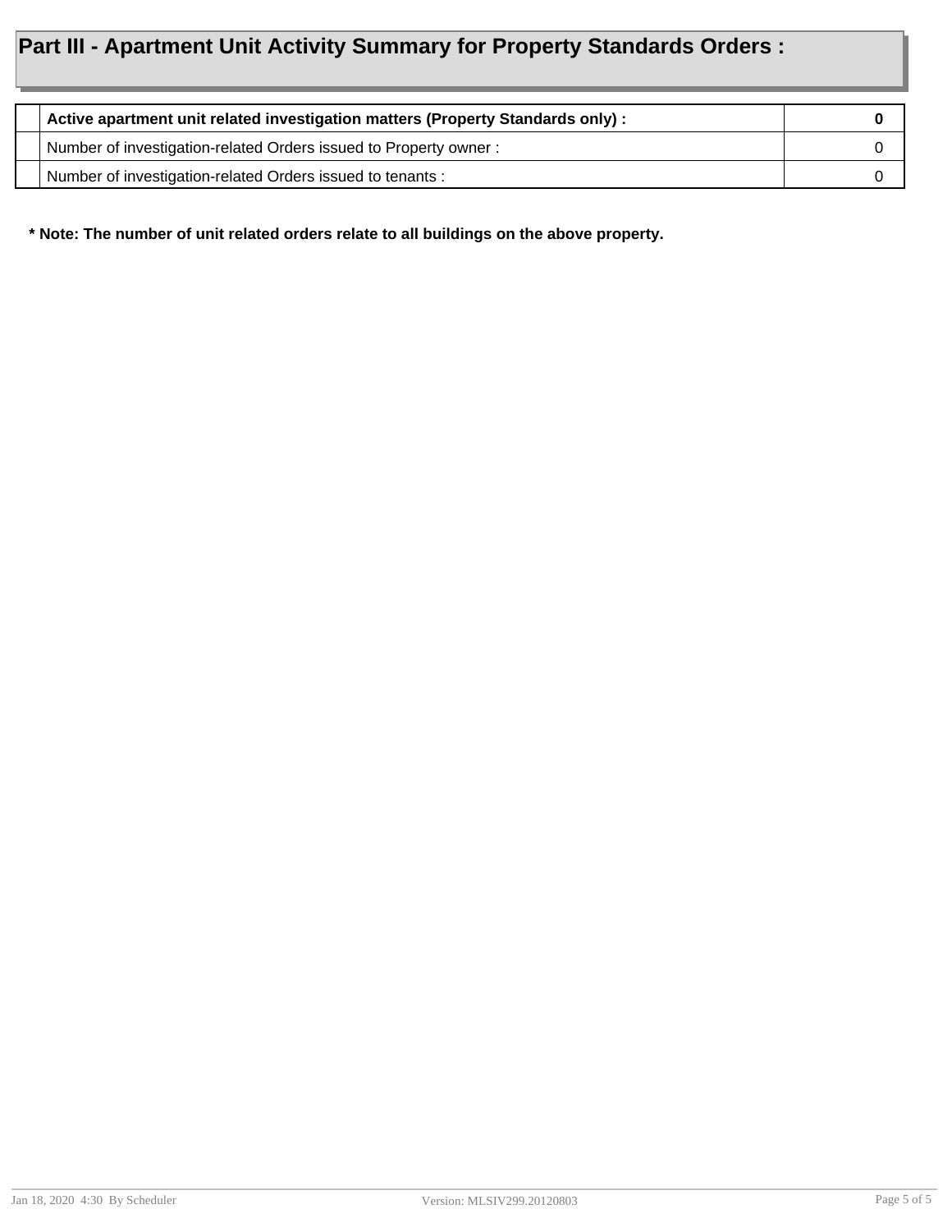## Part III - Apartment Unit Activity Summary for Property Standards Orders :

| | | |
|---|---|---|
| | **Active apartment unit related investigation matters (Property Standards only) :** | **0** |
| | Number of investigation-related Orders issued to Property owner : | 0 |
| | Number of investigation-related Orders issued to tenants : | 0 |

**\* Note: The number of unit related orders relate to all buildings on the above property.**